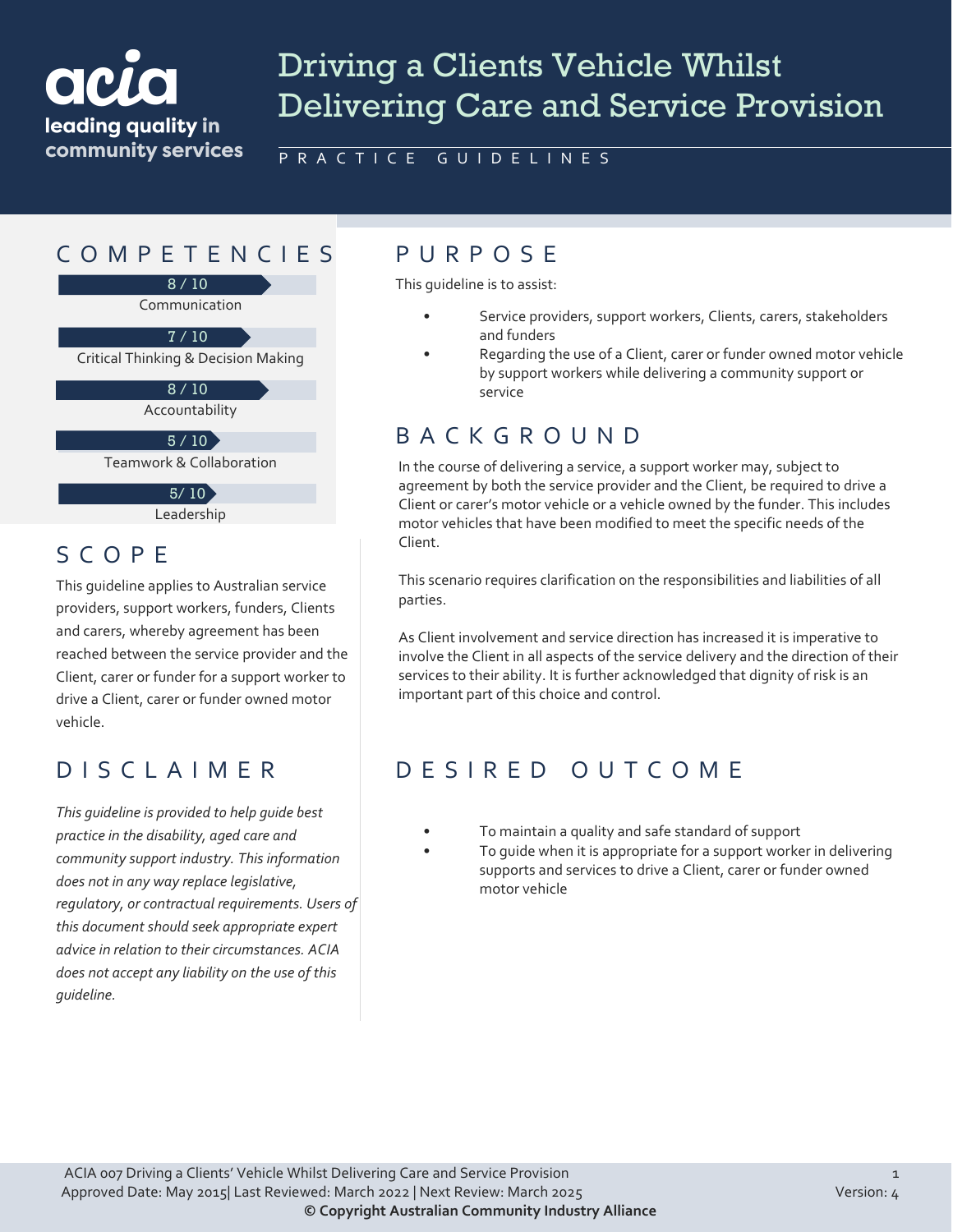acia
leading quality in community services

# Driving a Clients Vehicle Whilst Delivering Care and Service Provision

PRACTICE GUIDELINES

## COMPETENCIES

8 / 10
Communication

7 / 10
Critical Thinking & Decision Making

8 / 10
Accountability

5 / 10
Teamwork & Collaboration

5/ 10
Leadership

## SCOPE

This guideline applies to Australian service providers, support workers, funders, Clients and carers, whereby agreement has been reached between the service provider and the Client, carer or funder for a support worker to drive a Client, carer or funder owned motor vehicle.

## DISCLAIMER

*This guideline is provided to help guide best practice in the disability, aged care and community support industry. This information does not in any way replace legislative, regulatory, or contractual requirements. Users of this document should seek appropriate expert advice in relation to their circumstances. ACIA does not accept any liability on the use of this guideline.*

## PURPOSE

This guideline is to assist:

- Service providers, support workers, Clients, carers, stakeholders and funders
- Regarding the use of a Client, carer or funder owned motor vehicle by support workers while delivering a community support or service

## BACKGROUND

In the course of delivering a service, a support worker may, subject to agreement by both the service provider and the Client, be required to drive a Client or carer's motor vehicle or a vehicle owned by the funder. This includes motor vehicles that have been modified to meet the specific needs of the Client.

This scenario requires clarification on the responsibilities and liabilities of all parties.

As Client involvement and service direction has increased it is imperative to involve the Client in all aspects of the service delivery and the direction of their services to their ability. It is further acknowledged that dignity of risk is an important part of this choice and control.

## DESIRED OUTCOME

- To maintain a quality and safe standard of support
- To guide when it is appropriate for a support worker in delivering supports and services to drive a Client, carer or funder owned motor vehicle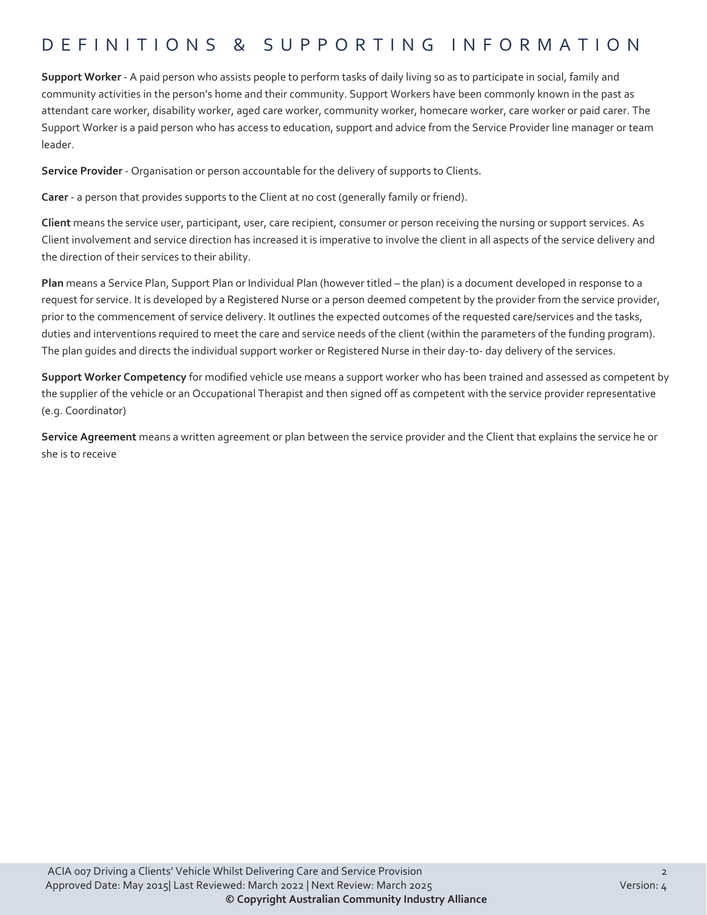# DEFINITIONS & SUPPORTING INFORMATION

**Support Worker** - A paid person who assists people to perform tasks of daily living so as to participate in social, family and community activities in the person's home and their community. Support Workers have been commonly known in the past as attendant care worker, disability worker, aged care worker, community worker, homecare worker, care worker or paid carer. The Support Worker is a paid person who has access to education, support and advice from the Service Provider line manager or team leader.

**Service Provider** - Organisation or person accountable for the delivery of supports to Clients.

**Carer** - a person that provides supports to the Client at no cost (generally family or friend).

**Client** means the service user, participant, user, care recipient, consumer or person receiving the nursing or support services. As Client involvement and service direction has increased it is imperative to involve the client in all aspects of the service delivery and the direction of their services to their ability.

**Plan** means a Service Plan, Support Plan or Individual Plan (however titled – the plan) is a document developed in response to a request for service. It is developed by a Registered Nurse or a person deemed competent by the provider from the service provider, prior to the commencement of service delivery. It outlines the expected outcomes of the requested care/services and the tasks, duties and interventions required to meet the care and service needs of the client (within the parameters of the funding program). The plan guides and directs the individual support worker or Registered Nurse in their day-to- day delivery of the services.

**Support Worker Competency** for modified vehicle use means a support worker who has been trained and assessed as competent by the supplier of the vehicle or an Occupational Therapist and then signed off as competent with the service provider representative (e.g. Coordinator)

**Service Agreement** means a written agreement or plan between the service provider and the Client that explains the service he or she is to receive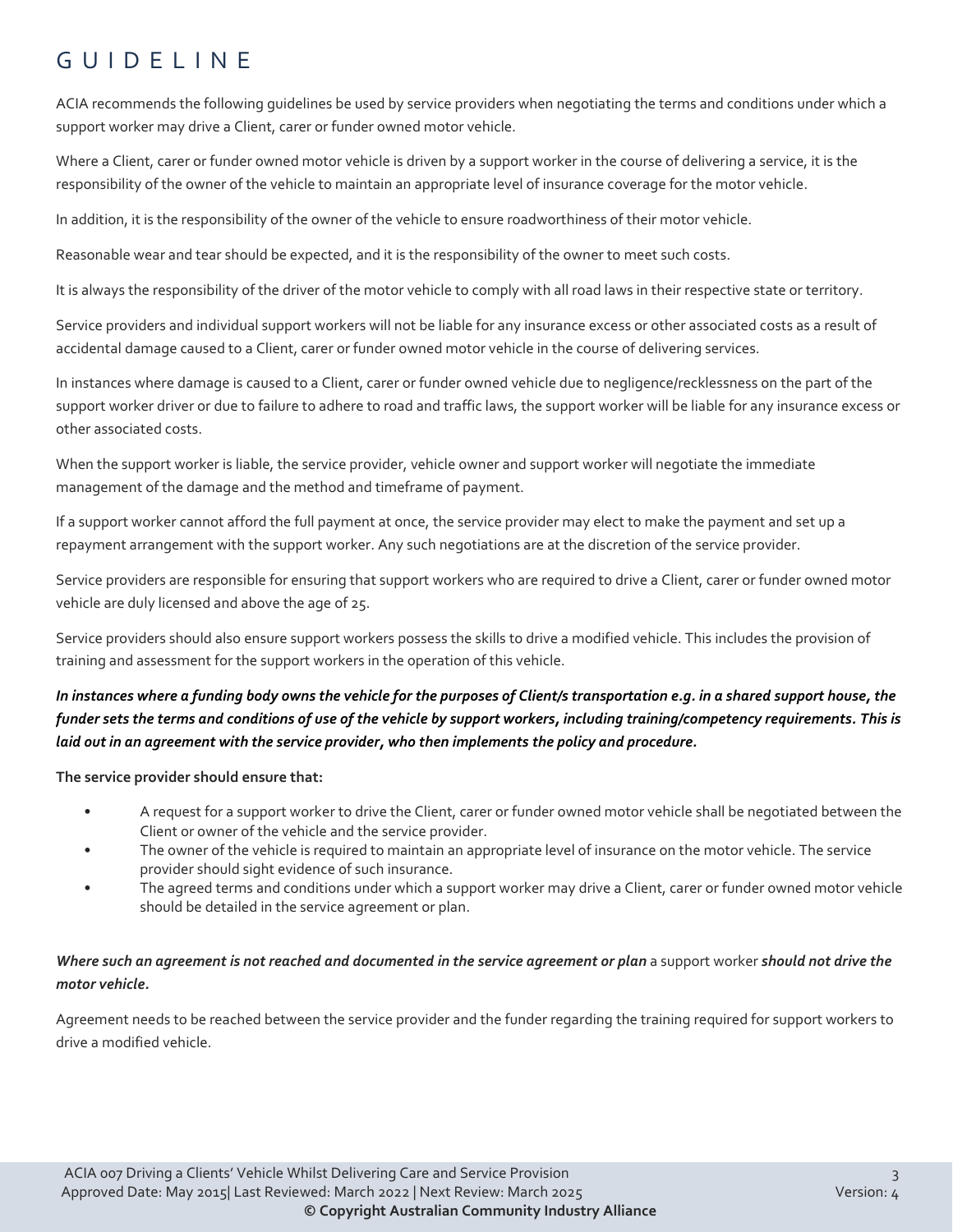# GUIDELINE

ACIA recommends the following guidelines be used by service providers when negotiating the terms and conditions under which a support worker may drive a Client, carer or funder owned motor vehicle.

Where a Client, carer or funder owned motor vehicle is driven by a support worker in the course of delivering a service, it is the responsibility of the owner of the vehicle to maintain an appropriate level of insurance coverage for the motor vehicle.

In addition, it is the responsibility of the owner of the vehicle to ensure roadworthiness of their motor vehicle.

Reasonable wear and tear should be expected, and it is the responsibility of the owner to meet such costs.

It is always the responsibility of the driver of the motor vehicle to comply with all road laws in their respective state or territory.

Service providers and individual support workers will not be liable for any insurance excess or other associated costs as a result of accidental damage caused to a Client, carer or funder owned motor vehicle in the course of delivering services.

In instances where damage is caused to a Client, carer or funder owned vehicle due to negligence/recklessness on the part of the support worker driver or due to failure to adhere to road and traffic laws, the support worker will be liable for any insurance excess or other associated costs.

When the support worker is liable, the service provider, vehicle owner and support worker will negotiate the immediate management of the damage and the method and timeframe of payment.

If a support worker cannot afford the full payment at once, the service provider may elect to make the payment and set up a repayment arrangement with the support worker. Any such negotiations are at the discretion of the service provider.

Service providers are responsible for ensuring that support workers who are required to drive a Client, carer or funder owned motor vehicle are duly licensed and above the age of 25.

Service providers should also ensure support workers possess the skills to drive a modified vehicle. This includes the provision of training and assessment for the support workers in the operation of this vehicle.

***In instances where a funding body owns the vehicle for the purposes of Client/s transportation e.g. in a shared support house, the funder sets the terms and conditions of use of the vehicle by support workers, including training/competency requirements. This is laid out in an agreement with the service provider, who then implements the policy and procedure.***

**The service provider should ensure that:**

- A request for a support worker to drive the Client, carer or funder owned motor vehicle shall be negotiated between the Client or owner of the vehicle and the service provider.
- The owner of the vehicle is required to maintain an appropriate level of insurance on the motor vehicle. The service provider should sight evidence of such insurance.
- The agreed terms and conditions under which a support worker may drive a Client, carer or funder owned motor vehicle should be detailed in the service agreement or plan.

***Where such an agreement is not reached and documented in the service agreement or plan*** a support worker ***should not drive the motor vehicle.***

Agreement needs to be reached between the service provider and the funder regarding the training required for support workers to drive a modified vehicle.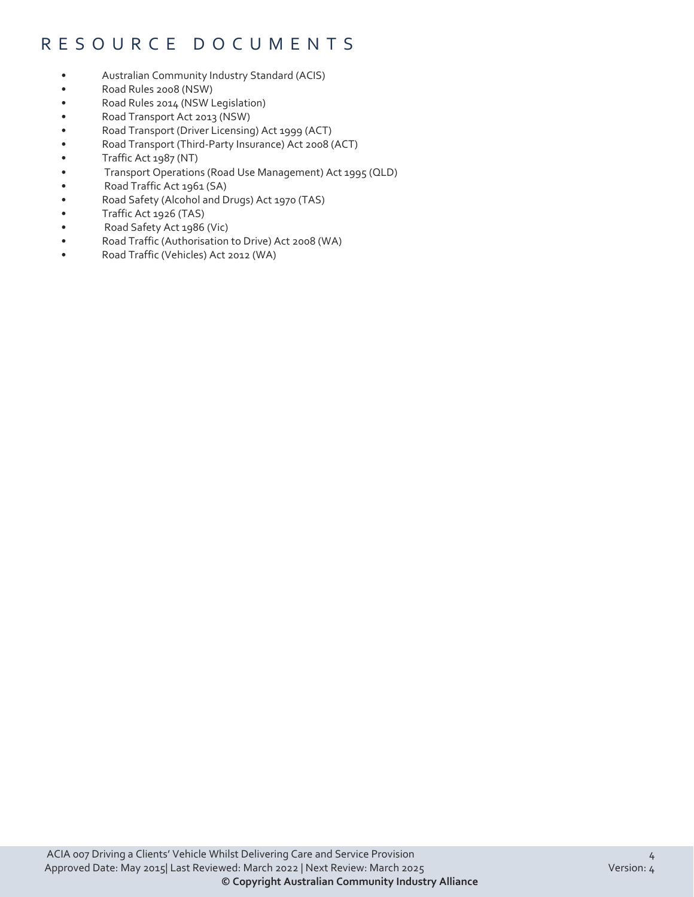## RESOURCE DOCUMENTS

- Australian Community Industry Standard (ACIS)
- Road Rules 2008 (NSW)
- Road Rules 2014 (NSW Legislation)
- Road Transport Act 2013 (NSW)
- Road Transport (Driver Licensing) Act 1999 (ACT)
- Road Transport (Third-Party Insurance) Act 2008 (ACT)
- Traffic Act 1987 (NT)
- Transport Operations (Road Use Management) Act 1995 (QLD)
- Road Traffic Act 1961 (SA)
- Road Safety (Alcohol and Drugs) Act 1970 (TAS)
- Traffic Act 1926 (TAS)
- Road Safety Act 1986 (Vic)
- Road Traffic (Authorisation to Drive) Act 2008 (WA)
- Road Traffic (Vehicles) Act 2012 (WA)